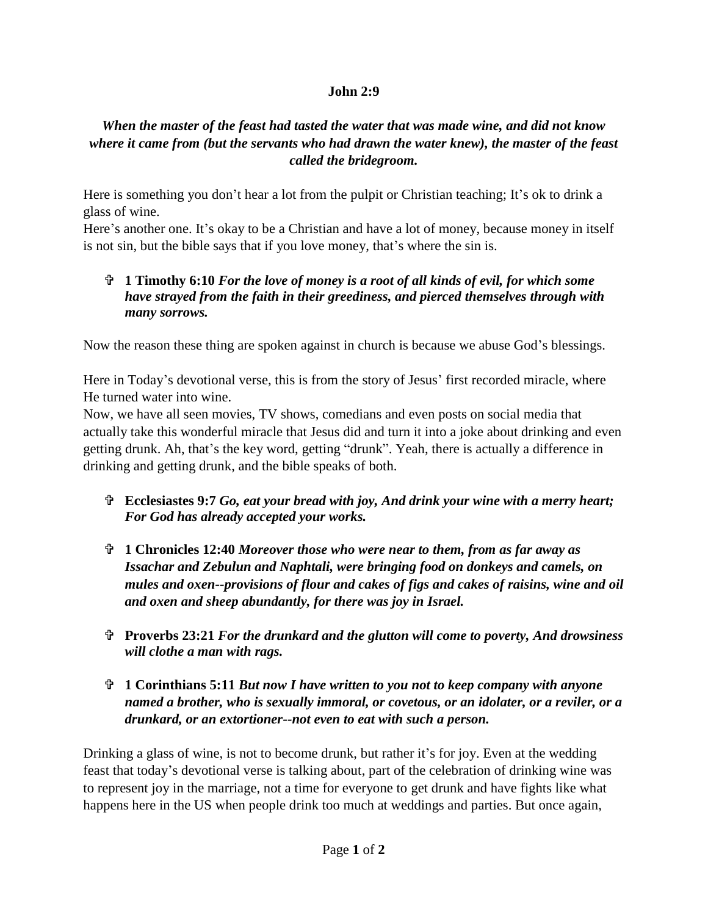**John 2:9**

***When the master of the feast had tasted the water that was made wine, and did not know where it came from (but the servants who had drawn the water knew), the master of the feast called the bridegroom.***

Here is something you don't hear a lot from the pulpit or Christian teaching; It's ok to drink a glass of wine.

Here's another one. It's okay to be a Christian and have a lot of money, because money in itself is not sin, but the bible says that if you love money, that's where the sin is.

- ✞ **1 Timothy 6:10** ***For the love of money is a root of all kinds of evil, for which some have strayed from the faith in their greediness, and pierced themselves through with many sorrows.***

Now the reason these thing are spoken against in church is because we abuse God's blessings.

Here in Today's devotional verse, this is from the story of Jesus' first recorded miracle, where He turned water into wine.

Now, we have all seen movies, TV shows, comedians and even posts on social media that actually take this wonderful miracle that Jesus did and turn it into a joke about drinking and even getting drunk. Ah, that's the key word, getting "drunk". Yeah, there is actually a difference in drinking and getting drunk, and the bible speaks of both.

- ✞ **Ecclesiastes 9:7** ***Go, eat your bread with joy, And drink your wine with a merry heart; For God has already accepted your works.***

- ✞ **1 Chronicles 12:40** ***Moreover those who were near to them, from as far away as Issachar and Zebulun and Naphtali, were bringing food on donkeys and camels, on mules and oxen--provisions of flour and cakes of figs and cakes of raisins, wine and oil and oxen and sheep abundantly, for there was joy in Israel.***

- ✞ **Proverbs 23:21** ***For the drunkard and the glutton will come to poverty, And drowsiness will clothe a man with rags.***

- ✞ **1 Corinthians 5:11** ***But now I have written to you not to keep company with anyone named a brother, who is sexually immoral, or covetous, or an idolater, or a reviler, or a drunkard, or an extortioner--not even to eat with such a person.***

Drinking a glass of wine, is not to become drunk, but rather it's for joy. Even at the wedding feast that today's devotional verse is talking about, part of the celebration of drinking wine was to represent joy in the marriage, not a time for everyone to get drunk and have fights like what happens here in the US when people drink too much at weddings and parties. But once again,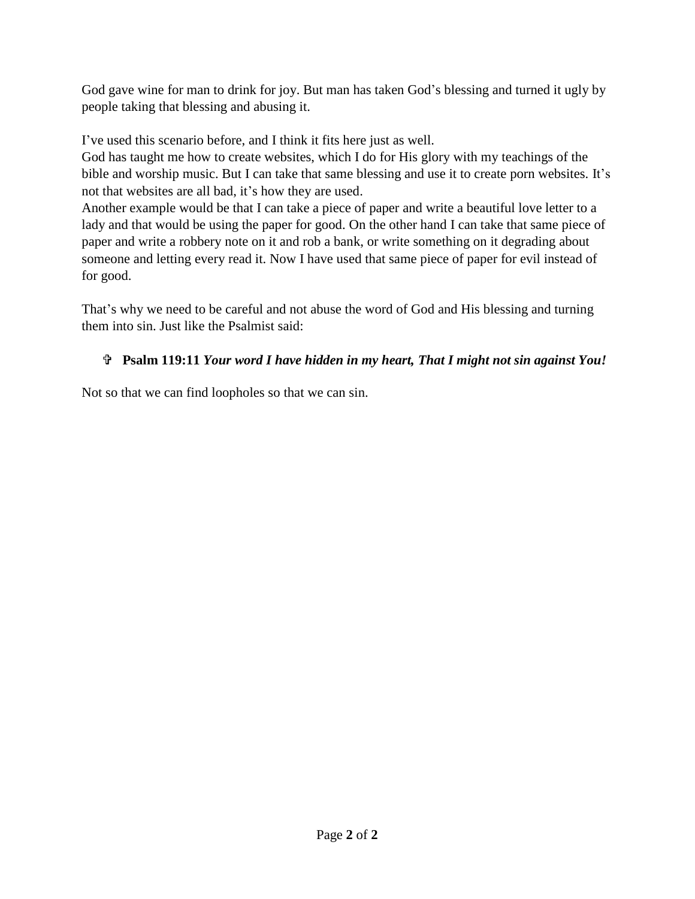God gave wine for man to drink for joy. But man has taken God's blessing and turned it ugly by people taking that blessing and abusing it.

I've used this scenario before, and I think it fits here just as well.
God has taught me how to create websites, which I do for His glory with my teachings of the bible and worship music. But I can take that same blessing and use it to create porn websites. It's not that websites are all bad, it's how they are used.
Another example would be that I can take a piece of paper and write a beautiful love letter to a lady and that would be using the paper for good. On the other hand I can take that same piece of paper and write a robbery note on it and rob a bank, or write something on it degrading about someone and letting every read it. Now I have used that same piece of paper for evil instead of for good.

That's why we need to be careful and not abuse the word of God and His blessing and turning them into sin. Just like the Psalmist said:

- ✞ **Psalm 119:11** ***Your word I have hidden in my heart, That I might not sin against You!***

Not so that we can find loopholes so that we can sin.